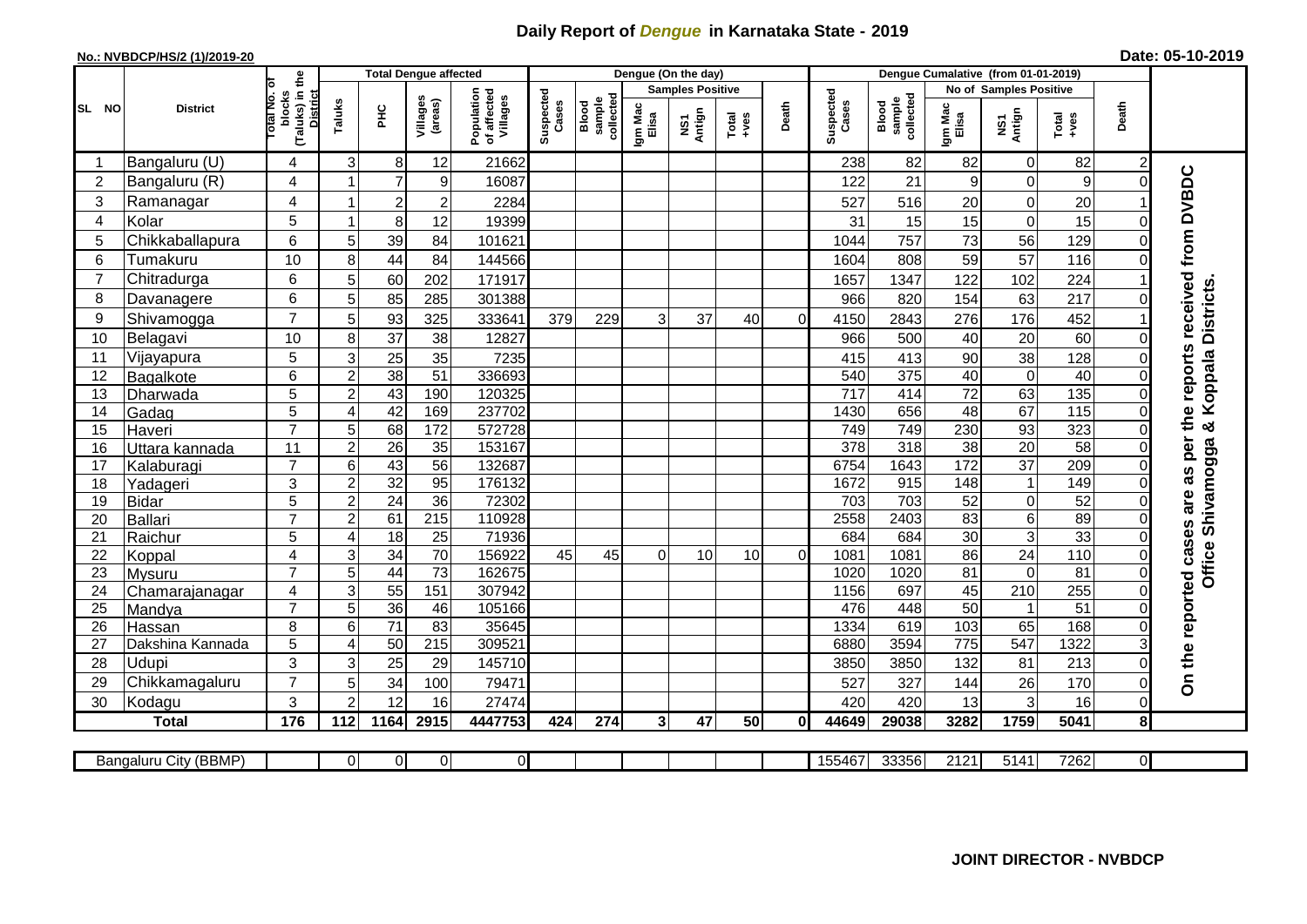# Daily Report of *Dengue* in Karnataka State - 2019

**No.: NVBDCP/HS/2 (1)/2019-20**

**Date: 05-10-2019**

| SL NO | District | Total No. of blocks (Taluks) in the District | Total Dengue affected | | | | Dengue (On the day) | | | | | | | Dengue Cumalative (from 01-01-2019) | | | | | | | |
|---|---|---|---|---|---|---|---|---|---|---|---|---|---|---|---|---|---|---|---|---|
| | | | Taluks | PHC | Villages (areas) | Population of affected Villages | Suspected Cases | Blood sample collected | Samples Positive | | | Death | Suspected Cases | Blood sample collected | No of Samples Positive | | | Death | |
| | | | | | | | | | Igm Mac Elisa | NS1 Antign | Total +ves | | | | Igm Mac Elisa | NS1 Antign | Total +ves | | |
| 1 | Bangaluru (U) | 4 | 3 | 8 | 12 | 21662 | | | | | | | 238 | 82 | 82 | 0 | 82 | 2 | On the reported cases are as per the reports received from DVBDC Office Shivamogga & Koppala Districts. |
| 2 | Bangaluru (R) | 4 | 1 | 7 | 9 | 16087 | | | | | | | 122 | 21 | 9 | 0 | 9 | 0 | |
| 3 | Ramanagar | 4 | 1 | 2 | 2 | 2284 | | | | | | | 527 | 516 | 20 | 0 | 20 | 1 | |
| 4 | Kolar | 5 | 1 | 8 | 12 | 19399 | | | | | | | 31 | 15 | 15 | 0 | 15 | 0 | |
| 5 | Chikkaballapura | 6 | 5 | 39 | 84 | 101621 | | | | | | | 1044 | 757 | 73 | 56 | 129 | 0 | |
| 6 | Tumakuru | 10 | 8 | 44 | 84 | 144566 | | | | | | | 1604 | 808 | 59 | 57 | 116 | 0 | |
| 7 | Chitradurga | 6 | 5 | 60 | 202 | 171917 | | | | | | | 1657 | 1347 | 122 | 102 | 224 | 1 | |
| 8 | Davanagere | 6 | 5 | 85 | 285 | 301388 | | | | | | | 966 | 820 | 154 | 63 | 217 | 0 | |
| 9 | Shivamogga | 7 | 5 | 93 | 325 | 333641 | 379 | 229 | 3 | 37 | 40 | 0 | 4150 | 2843 | 276 | 176 | 452 | 1 | |
| 10 | Belagavi | 10 | 8 | 37 | 38 | 12827 | | | | | | | 966 | 500 | 40 | 20 | 60 | 0 | |
| 11 | Vijayapura | 5 | 3 | 25 | 35 | 7235 | | | | | | | 415 | 413 | 90 | 38 | 128 | 0 | |
| 12 | Bagalkote | 6 | 2 | 38 | 51 | 336693 | | | | | | | 540 | 375 | 40 | 0 | 40 | 0 | |
| 13 | Dharwada | 5 | 2 | 43 | 190 | 120325 | | | | | | | 717 | 414 | 72 | 63 | 135 | 0 | |
| 14 | Gadag | 5 | 4 | 42 | 169 | 237702 | | | | | | | 1430 | 656 | 48 | 67 | 115 | 0 | |
| 15 | Haveri | 7 | 5 | 68 | 172 | 572728 | | | | | | | 749 | 749 | 230 | 93 | 323 | 0 | |
| 16 | Uttara kannada | 11 | 2 | 26 | 35 | 153167 | | | | | | | 378 | 318 | 38 | 20 | 58 | 0 | |
| 17 | Kalaburagi | 7 | 6 | 43 | 56 | 132687 | | | | | | | 6754 | 1643 | 172 | 37 | 209 | 0 | |
| 18 | Yadageri | 3 | 2 | 32 | 95 | 176132 | | | | | | | 1672 | 915 | 148 | 1 | 149 | 0 | |
| 19 | Bidar | 5 | 2 | 24 | 36 | 72302 | | | | | | | 703 | 703 | 52 | 0 | 52 | 0 | |
| 20 | Ballari | 7 | 2 | 61 | 215 | 110928 | | | | | | | 2558 | 2403 | 83 | 6 | 89 | 0 | |
| 21 | Raichur | 5 | 4 | 18 | 25 | 71936 | | | | | | | 684 | 684 | 30 | 3 | 33 | 0 | |
| 22 | Koppal | 4 | 3 | 34 | 70 | 156922 | 45 | 45 | 0 | 10 | 10 | 0 | 1081 | 1081 | 86 | 24 | 110 | 0 | |
| 23 | Mysuru | 7 | 5 | 44 | 73 | 162675 | | | | | | | 1020 | 1020 | 81 | 0 | 81 | 0 | |
| 24 | Chamarajanagar | 4 | 3 | 55 | 151 | 307942 | | | | | | | 1156 | 697 | 45 | 210 | 255 | 0 | |
| 25 | Mandya | 7 | 5 | 36 | 46 | 105166 | | | | | | | 476 | 448 | 50 | 1 | 51 | 0 | |
| 26 | Hassan | 8 | 6 | 71 | 83 | 35645 | | | | | | | 1334 | 619 | 103 | 65 | 168 | 0 | |
| 27 | Dakshina Kannada | 5 | 4 | 50 | 215 | 309521 | | | | | | | 6880 | 3594 | 775 | 547 | 1322 | 3 | |
| 28 | Udupi | 3 | 3 | 25 | 29 | 145710 | | | | | | | 3850 | 3850 | 132 | 81 | 213 | 0 | |
| 29 | Chikkamagaluru | 7 | 5 | 34 | 100 | 79471 | | | | | | | 527 | 327 | 144 | 26 | 170 | 0 | |
| 30 | Kodagu | 3 | 2 | 12 | 16 | 27474 | | | | | | | 420 | 420 | 13 | 3 | 16 | 0 | |
| | **Total** | **176** | **112** | **1164** | **2915** | **4447753** | **424** | **274** | **3** | **47** | **50** | **0** | **44649** | **29038** | **3282** | **1759** | **5041** | **8** | |

| Bangaluru City (BBMP) | | 0 | 0 | 0 | 0 | | | | | | | 155467 | 33356 | 2121 | 5141 | 7262 | 0 | |
|---|---|---|---|---|---|---|---|---|---|---|---|---|---|---|---|---|---|---|

**JOINT DIRECTOR - NVBDCP**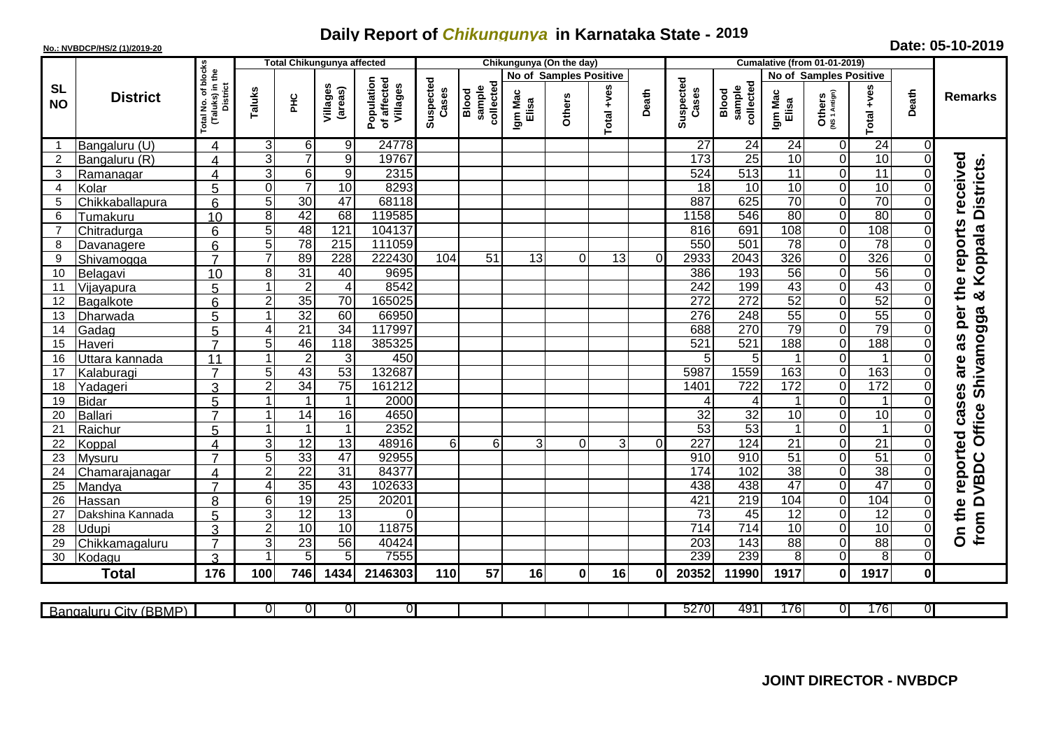# Daily Report of *Chikungunya* in Karnataka State - 2019

**No.: NVBDCP/HS/2 (1)/2019-20**

**Date: 05-10-2019**

| SL NO | District | Total No. of blocks (Taluks) in the District | Total Chikungunya affected | | | | Chikungunya (On the day) | | | | | | | Cumalative (from 01-01-2019) | | | | | | | Remarks |
|---|---|---|---|---|---|---|---|---|---|---|---|---|---|---|---|---|---|---|---|---|---|
| | | | Taluks | PHC | Villages (areas) | Population of affected Villages | Suspected Cases | Blood sample collected | No of Samples Positive | | | Death | Suspected Cases | Blood sample collected | No of Samples Positive | | | Death | |
| | | | | | | | | | Igm Mac Elisa | Others | Total +ves | | | | Igm Mac Elisa | Others (NS 1 Antign) | Total +ves | | |
| 1 | Bangaluru (U) | 4 | 3 | 6 | 9 | 24778 | | | | | | | 27 | 24 | 24 | 0 | 24 | 0 | On the reported cases are as per the reports received from DVBDC Office Shivamogga & Koppala Districts. |
| 2 | Bangaluru (R) | 4 | 3 | 7 | 9 | 19767 | | | | | | | 173 | 25 | 10 | 0 | 10 | 0 | |
| 3 | Ramanagar | 4 | 3 | 6 | 9 | 2315 | | | | | | | 524 | 513 | 11 | 0 | 11 | 0 | |
| 4 | Kolar | 5 | 0 | 7 | 10 | 8293 | | | | | | | 18 | 10 | 10 | 0 | 10 | 0 | |
| 5 | Chikkaballapura | 6 | 5 | 30 | 47 | 68118 | | | | | | | 887 | 625 | 70 | 0 | 70 | 0 | |
| 6 | Tumakuru | 10 | 8 | 42 | 68 | 119585 | | | | | | | 1158 | 546 | 80 | 0 | 80 | 0 | |
| 7 | Chitradurga | 6 | 5 | 48 | 121 | 104137 | | | | | | | 816 | 691 | 108 | 0 | 108 | 0 | |
| 8 | Davanagere | 6 | 5 | 78 | 215 | 111059 | | | | | | | 550 | 501 | 78 | 0 | 78 | 0 | |
| 9 | Shivamogga | 7 | 7 | 89 | 228 | 222430 | 104 | 51 | 13 | 0 | 13 | 0 | 2933 | 2043 | 326 | 0 | 326 | 0 | |
| 10 | Belagavi | 10 | 8 | 31 | 40 | 9695 | | | | | | | 386 | 193 | 56 | 0 | 56 | 0 | |
| 11 | Vijayapura | 5 | 1 | 2 | 4 | 8542 | | | | | | | 242 | 199 | 43 | 0 | 43 | 0 | |
| 12 | Bagalkote | 6 | 2 | 35 | 70 | 165025 | | | | | | | 272 | 272 | 52 | 0 | 52 | 0 | |
| 13 | Dharwada | 5 | 1 | 32 | 60 | 66950 | | | | | | | 276 | 248 | 55 | 0 | 55 | 0 | |
| 14 | Gadag | 5 | 4 | 21 | 34 | 117997 | | | | | | | 688 | 270 | 79 | 0 | 79 | 0 | |
| 15 | Haveri | 7 | 5 | 46 | 118 | 385325 | | | | | | | 521 | 521 | 188 | 0 | 188 | 0 | |
| 16 | Uttara kannada | 11 | 1 | 2 | 3 | 450 | | | | | | | 5 | 5 | 1 | 0 | 1 | 0 | |
| 17 | Kalaburagi | 7 | 5 | 43 | 53 | 132687 | | | | | | | 5987 | 1559 | 163 | 0 | 163 | 0 | |
| 18 | Yadageri | 3 | 2 | 34 | 75 | 161212 | | | | | | | 1401 | 722 | 172 | 0 | 172 | 0 | |
| 19 | Bidar | 5 | 1 | 1 | 1 | 2000 | | | | | | | 4 | 4 | 1 | 0 | 1 | 0 | |
| 20 | Ballari | 7 | 1 | 14 | 16 | 4650 | | | | | | | 32 | 32 | 10 | 0 | 10 | 0 | |
| 21 | Raichur | 5 | 1 | 1 | 1 | 2352 | | | | | | | 53 | 53 | 1 | 0 | 1 | 0 | |
| 22 | Koppal | 4 | 3 | 12 | 13 | 48916 | 6 | 6 | 3 | 0 | 3 | 0 | 227 | 124 | 21 | 0 | 21 | 0 | |
| 23 | Mysuru | 7 | 5 | 33 | 47 | 92955 | | | | | | | 910 | 910 | 51 | 0 | 51 | 0 | |
| 24 | Chamarajanagar | 4 | 2 | 22 | 31 | 84377 | | | | | | | 174 | 102 | 38 | 0 | 38 | 0 | |
| 25 | Mandya | 7 | 4 | 35 | 43 | 102633 | | | | | | | 438 | 438 | 47 | 0 | 47 | 0 | |
| 26 | Hassan | 8 | 6 | 19 | 25 | 20201 | | | | | | | 421 | 219 | 104 | 0 | 104 | 0 | |
| 27 | Dakshina Kannada | 5 | 3 | 12 | 13 | 0 | | | | | | | 73 | 45 | 12 | 0 | 12 | 0 | |
| 28 | Udupi | 3 | 2 | 10 | 10 | 11875 | | | | | | | 714 | 714 | 10 | 0 | 10 | 0 | |
| 29 | Chikkamagaluru | 7 | 3 | 23 | 56 | 40424 | | | | | | | 203 | 143 | 88 | 0 | 88 | 0 | |
| 30 | Kodagu | 3 | 1 | 5 | 5 | 7555 | | | | | | | 239 | 239 | 8 | 0 | 8 | 0 | |
| | **Total** | **176** | **100** | **746** | **1434** | **2146303** | **110** | **57** | **16** | **0** | **16** | **0** | **20352** | **11990** | **1917** | **0** | **1917** | **0** | |

| | | | | | | | | | | | | | | | | | | |
|---|---|---|---|---|---|---|---|---|---|---|---|---|---|---|---|---|---|---|
| Bangaluru City (BBMP) | | 0 | 0 | 0 | 0 | | | | | | | 5270 | 491 | 176 | 0 | 176 | 0 | |

**JOINT DIRECTOR - NVBDCP**